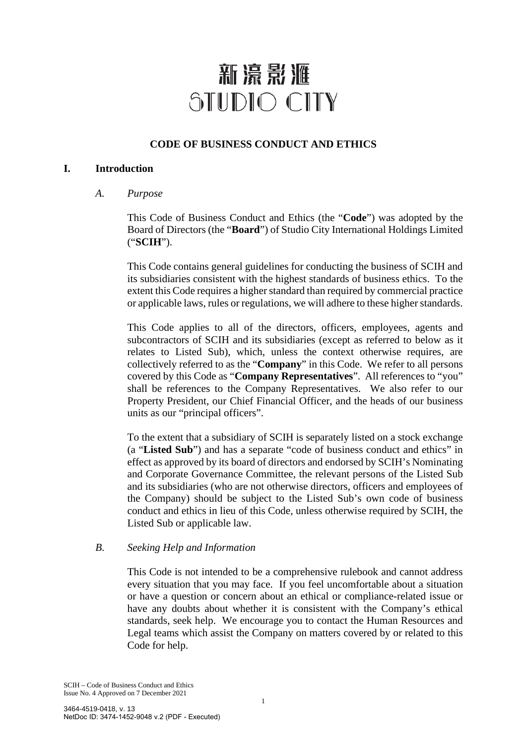新濠影滙
STUDIO CITY

# CODE OF BUSINESS CONDUCT AND ETHICS

## I. Introduction

### *A. Purpose*

This Code of Business Conduct and Ethics (the "**Code**") was adopted by the Board of Directors (the "**Board**") of Studio City International Holdings Limited ("**SCIH**").

This Code contains general guidelines for conducting the business of SCIH and its subsidiaries consistent with the highest standards of business ethics. To the extent this Code requires a higher standard than required by commercial practice or applicable laws, rules or regulations, we will adhere to these higher standards.

This Code applies to all of the directors, officers, employees, agents and subcontractors of SCIH and its subsidiaries (except as referred to below as it relates to Listed Sub), which, unless the context otherwise requires, are collectively referred to as the "**Company**" in this Code. We refer to all persons covered by this Code as "**Company Representatives**". All references to "you" shall be references to the Company Representatives. We also refer to our Property President, our Chief Financial Officer, and the heads of our business units as our "principal officers".

To the extent that a subsidiary of SCIH is separately listed on a stock exchange (a "**Listed Sub**") and has a separate "code of business conduct and ethics" in effect as approved by its board of directors and endorsed by SCIH's Nominating and Corporate Governance Committee, the relevant persons of the Listed Sub and its subsidiaries (who are not otherwise directors, officers and employees of the Company) should be subject to the Listed Sub's own code of business conduct and ethics in lieu of this Code, unless otherwise required by SCIH, the Listed Sub or applicable law.

### *B. Seeking Help and Information*

This Code is not intended to be a comprehensive rulebook and cannot address every situation that you may face. If you feel uncomfortable about a situation or have a question or concern about an ethical or compliance-related issue or have any doubts about whether it is consistent with the Company's ethical standards, seek help. We encourage you to contact the Human Resources and Legal teams which assist the Company on matters covered by or related to this Code for help.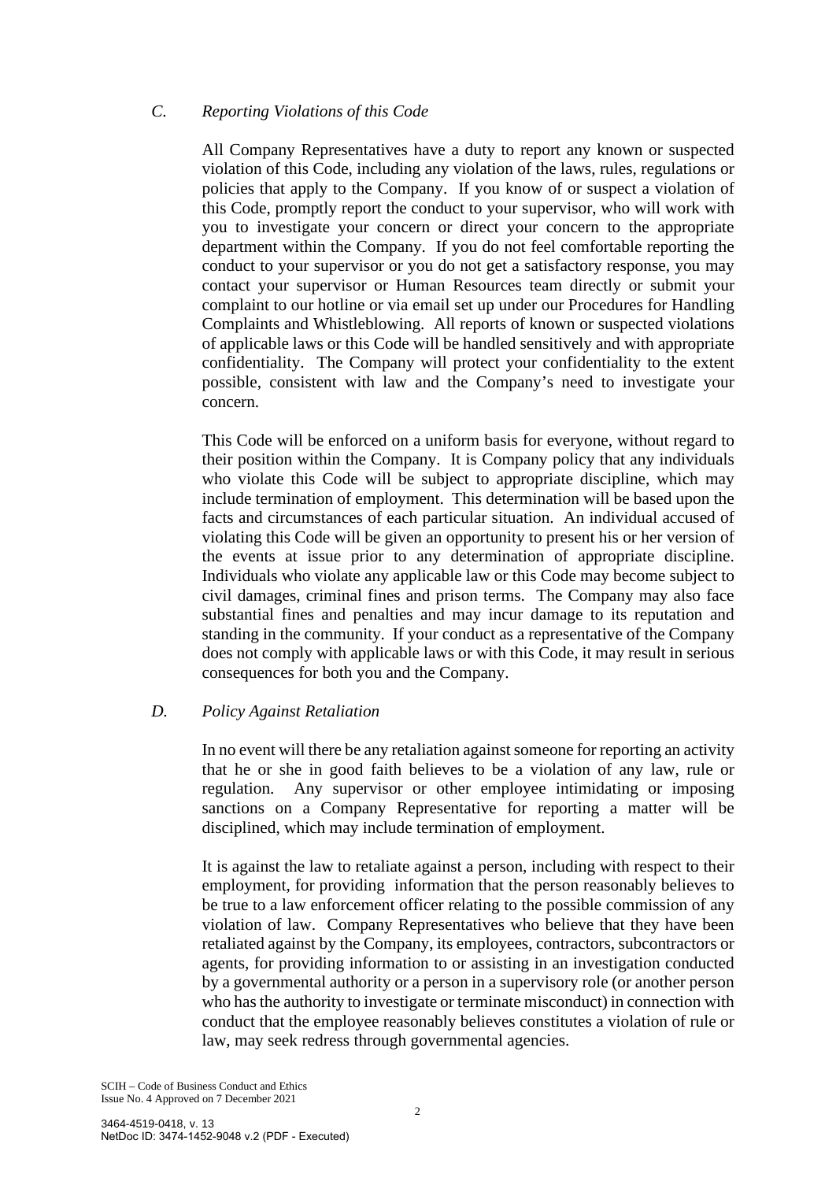### *C. Reporting Violations of this Code*

All Company Representatives have a duty to report any known or suspected violation of this Code, including any violation of the laws, rules, regulations or policies that apply to the Company. If you know of or suspect a violation of this Code, promptly report the conduct to your supervisor, who will work with you to investigate your concern or direct your concern to the appropriate department within the Company. If you do not feel comfortable reporting the conduct to your supervisor or you do not get a satisfactory response, you may contact your supervisor or Human Resources team directly or submit your complaint to our hotline or via email set up under our Procedures for Handling Complaints and Whistleblowing. All reports of known or suspected violations of applicable laws or this Code will be handled sensitively and with appropriate confidentiality. The Company will protect your confidentiality to the extent possible, consistent with law and the Company's need to investigate your concern.

This Code will be enforced on a uniform basis for everyone, without regard to their position within the Company. It is Company policy that any individuals who violate this Code will be subject to appropriate discipline, which may include termination of employment. This determination will be based upon the facts and circumstances of each particular situation. An individual accused of violating this Code will be given an opportunity to present his or her version of the events at issue prior to any determination of appropriate discipline. Individuals who violate any applicable law or this Code may become subject to civil damages, criminal fines and prison terms. The Company may also face substantial fines and penalties and may incur damage to its reputation and standing in the community. If your conduct as a representative of the Company does not comply with applicable laws or with this Code, it may result in serious consequences for both you and the Company.

### *D. Policy Against Retaliation*

In no event will there be any retaliation against someone for reporting an activity that he or she in good faith believes to be a violation of any law, rule or regulation. Any supervisor or other employee intimidating or imposing sanctions on a Company Representative for reporting a matter will be disciplined, which may include termination of employment.

It is against the law to retaliate against a person, including with respect to their employment, for providing information that the person reasonably believes to be true to a law enforcement officer relating to the possible commission of any violation of law. Company Representatives who believe that they have been retaliated against by the Company, its employees, contractors, subcontractors or agents, for providing information to or assisting in an investigation conducted by a governmental authority or a person in a supervisory role (or another person who has the authority to investigate or terminate misconduct) in connection with conduct that the employee reasonably believes constitutes a violation of rule or law, may seek redress through governmental agencies.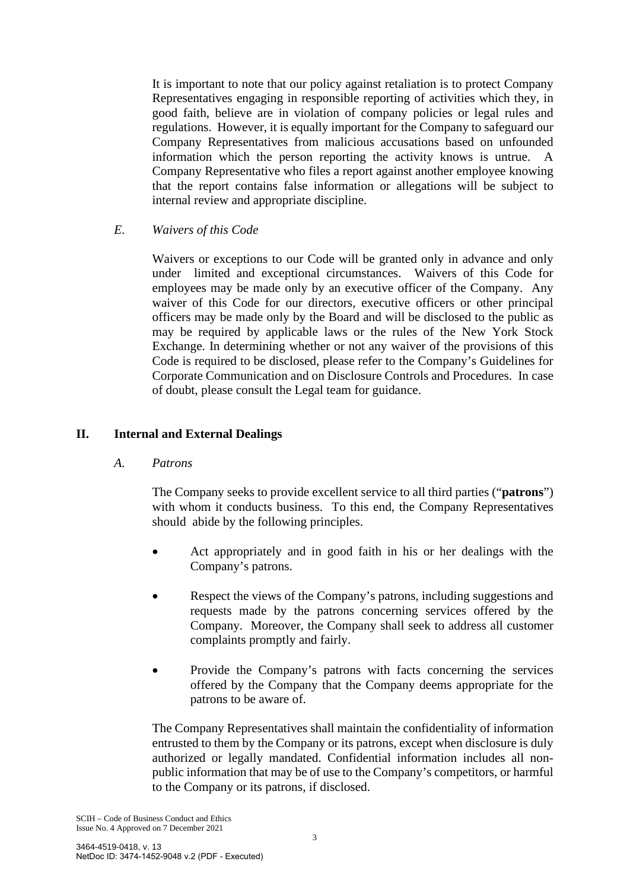It is important to note that our policy against retaliation is to protect Company Representatives engaging in responsible reporting of activities which they, in good faith, believe are in violation of company policies or legal rules and regulations. However, it is equally important for the Company to safeguard our Company Representatives from malicious accusations based on unfounded information which the person reporting the activity knows is untrue. A Company Representative who files a report against another employee knowing that the report contains false information or allegations will be subject to internal review and appropriate discipline.

### *E. Waivers of this Code*

Waivers or exceptions to our Code will be granted only in advance and only under limited and exceptional circumstances. Waivers of this Code for employees may be made only by an executive officer of the Company. Any waiver of this Code for our directors, executive officers or other principal officers may be made only by the Board and will be disclosed to the public as may be required by applicable laws or the rules of the New York Stock Exchange. In determining whether or not any waiver of the provisions of this Code is required to be disclosed, please refer to the Company's Guidelines for Corporate Communication and on Disclosure Controls and Procedures. In case of doubt, please consult the Legal team for guidance.

## II. Internal and External Dealings

### *A. Patrons*

The Company seeks to provide excellent service to all third parties ("**patrons**") with whom it conducts business. To this end, the Company Representatives should abide by the following principles.

- Act appropriately and in good faith in his or her dealings with the Company's patrons.
- Respect the views of the Company's patrons, including suggestions and requests made by the patrons concerning services offered by the Company. Moreover, the Company shall seek to address all customer complaints promptly and fairly.
- Provide the Company's patrons with facts concerning the services offered by the Company that the Company deems appropriate for the patrons to be aware of.

The Company Representatives shall maintain the confidentiality of information entrusted to them by the Company or its patrons, except when disclosure is duly authorized or legally mandated. Confidential information includes all non-public information that may be of use to the Company's competitors, or harmful to the Company or its patrons, if disclosed.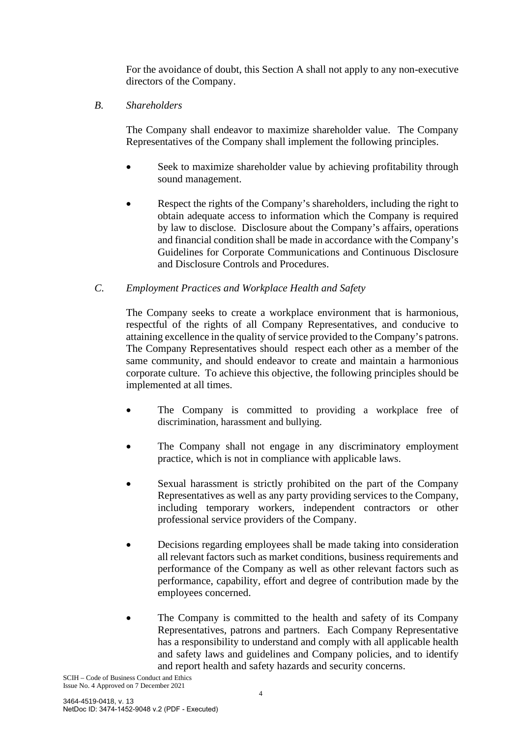For the avoidance of doubt, this Section A shall not apply to any non-executive directors of the Company.

*B. Shareholders*

The Company shall endeavor to maximize shareholder value. The Company Representatives of the Company shall implement the following principles.

- Seek to maximize shareholder value by achieving profitability through sound management.
- Respect the rights of the Company's shareholders, including the right to obtain adequate access to information which the Company is required by law to disclose. Disclosure about the Company's affairs, operations and financial condition shall be made in accordance with the Company's Guidelines for Corporate Communications and Continuous Disclosure and Disclosure Controls and Procedures.

*C. Employment Practices and Workplace Health and Safety*

The Company seeks to create a workplace environment that is harmonious, respectful of the rights of all Company Representatives, and conducive to attaining excellence in the quality of service provided to the Company's patrons. The Company Representatives should respect each other as a member of the same community, and should endeavor to create and maintain a harmonious corporate culture. To achieve this objective, the following principles should be implemented at all times.

- The Company is committed to providing a workplace free of discrimination, harassment and bullying.
- The Company shall not engage in any discriminatory employment practice, which is not in compliance with applicable laws.
- Sexual harassment is strictly prohibited on the part of the Company Representatives as well as any party providing services to the Company, including temporary workers, independent contractors or other professional service providers of the Company.
- Decisions regarding employees shall be made taking into consideration all relevant factors such as market conditions, business requirements and performance of the Company as well as other relevant factors such as performance, capability, effort and degree of contribution made by the employees concerned.
- The Company is committed to the health and safety of its Company Representatives, patrons and partners. Each Company Representative has a responsibility to understand and comply with all applicable health and safety laws and guidelines and Company policies, and to identify and report health and safety hazards and security concerns.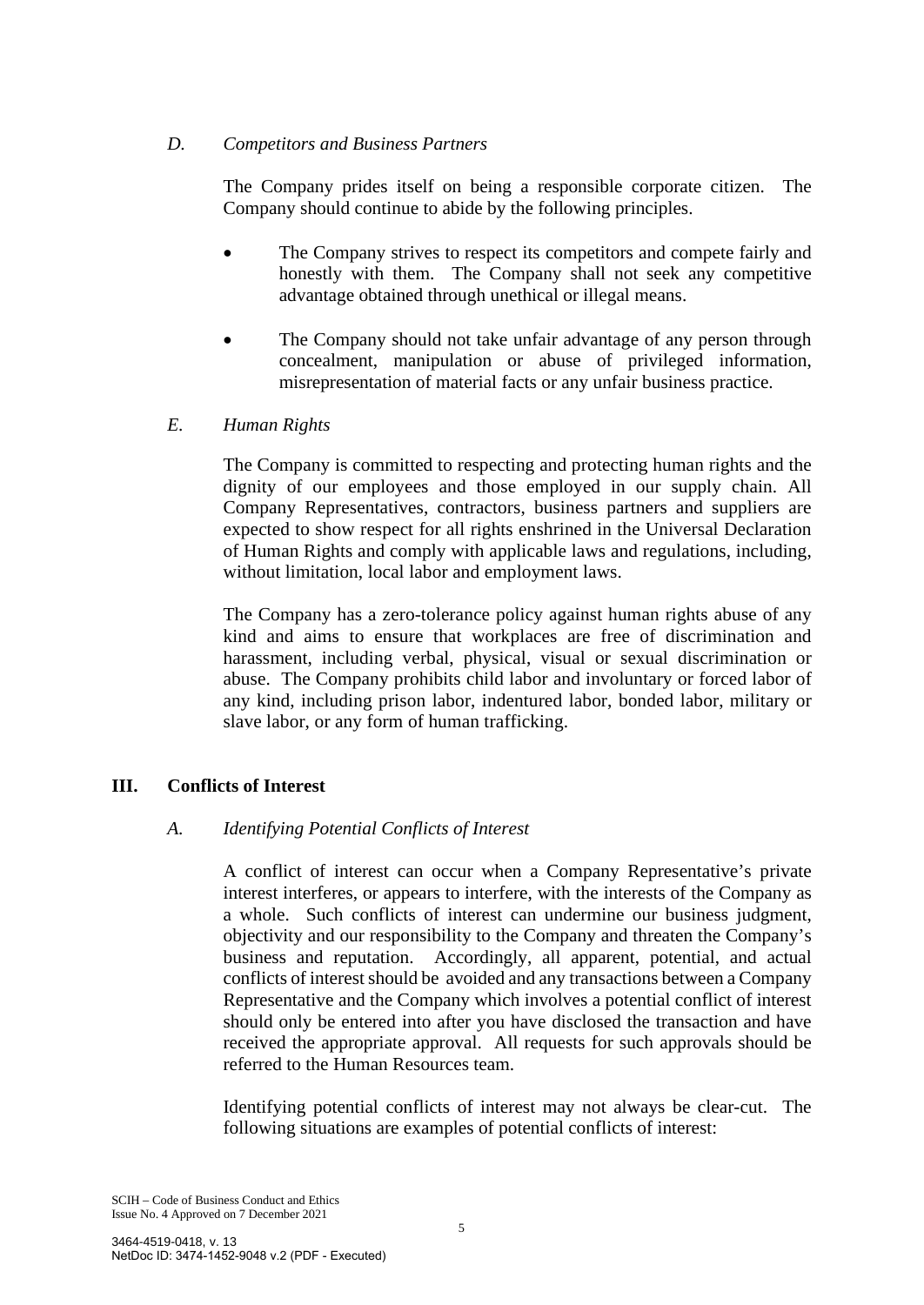### *D. Competitors and Business Partners*

The Company prides itself on being a responsible corporate citizen. The Company should continue to abide by the following principles.

- The Company strives to respect its competitors and compete fairly and honestly with them. The Company shall not seek any competitive advantage obtained through unethical or illegal means.
- The Company should not take unfair advantage of any person through concealment, manipulation or abuse of privileged information, misrepresentation of material facts or any unfair business practice.

### *E. Human Rights*

The Company is committed to respecting and protecting human rights and the dignity of our employees and those employed in our supply chain. All Company Representatives, contractors, business partners and suppliers are expected to show respect for all rights enshrined in the Universal Declaration of Human Rights and comply with applicable laws and regulations, including, without limitation, local labor and employment laws.

The Company has a zero-tolerance policy against human rights abuse of any kind and aims to ensure that workplaces are free of discrimination and harassment, including verbal, physical, visual or sexual discrimination or abuse. The Company prohibits child labor and involuntary or forced labor of any kind, including prison labor, indentured labor, bonded labor, military or slave labor, or any form of human trafficking.

## III. Conflicts of Interest

### *A. Identifying Potential Conflicts of Interest*

A conflict of interest can occur when a Company Representative's private interest interferes, or appears to interfere, with the interests of the Company as a whole. Such conflicts of interest can undermine our business judgment, objectivity and our responsibility to the Company and threaten the Company's business and reputation. Accordingly, all apparent, potential, and actual conflicts of interest should be avoided and any transactions between a Company Representative and the Company which involves a potential conflict of interest should only be entered into after you have disclosed the transaction and have received the appropriate approval. All requests for such approvals should be referred to the Human Resources team.

Identifying potential conflicts of interest may not always be clear-cut. The following situations are examples of potential conflicts of interest: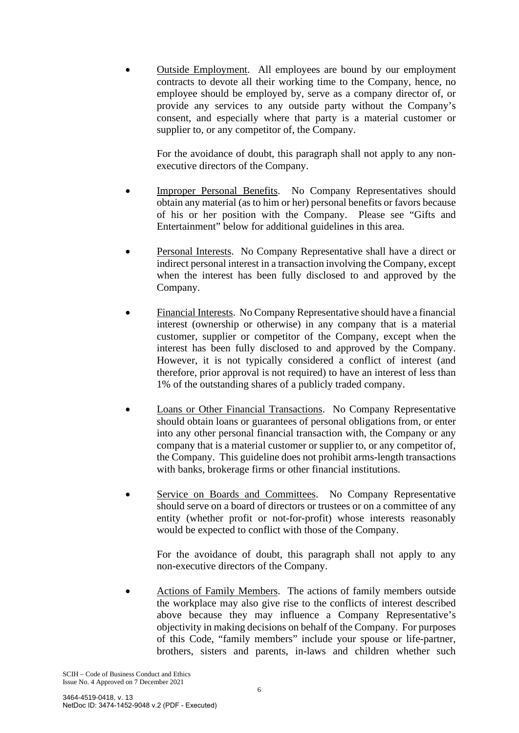- Outside Employment. All employees are bound by our employment contracts to devote all their working time to the Company, hence, no employee should be employed by, serve as a company director of, or provide any services to any outside party without the Company's consent, and especially where that party is a material customer or supplier to, or any competitor of, the Company.

  For the avoidance of doubt, this paragraph shall not apply to any non-executive directors of the Company.

- Improper Personal Benefits. No Company Representatives should obtain any material (as to him or her) personal benefits or favors because of his or her position with the Company. Please see "Gifts and Entertainment" below for additional guidelines in this area.

- Personal Interests. No Company Representative shall have a direct or indirect personal interest in a transaction involving the Company, except when the interest has been fully disclosed to and approved by the Company.

- Financial Interests. No Company Representative should have a financial interest (ownership or otherwise) in any company that is a material customer, supplier or competitor of the Company, except when the interest has been fully disclosed to and approved by the Company. However, it is not typically considered a conflict of interest (and therefore, prior approval is not required) to have an interest of less than 1% of the outstanding shares of a publicly traded company.

- Loans or Other Financial Transactions. No Company Representative should obtain loans or guarantees of personal obligations from, or enter into any other personal financial transaction with, the Company or any company that is a material customer or supplier to, or any competitor of, the Company. This guideline does not prohibit arms-length transactions with banks, brokerage firms or other financial institutions.

- Service on Boards and Committees. No Company Representative should serve on a board of directors or trustees or on a committee of any entity (whether profit or not-for-profit) whose interests reasonably would be expected to conflict with those of the Company.

  For the avoidance of doubt, this paragraph shall not apply to any non-executive directors of the Company.

- Actions of Family Members. The actions of family members outside the workplace may also give rise to the conflicts of interest described above because they may influence a Company Representative's objectivity in making decisions on behalf of the Company. For purposes of this Code, "family members" include your spouse or life-partner, brothers, sisters and parents, in-laws and children whether such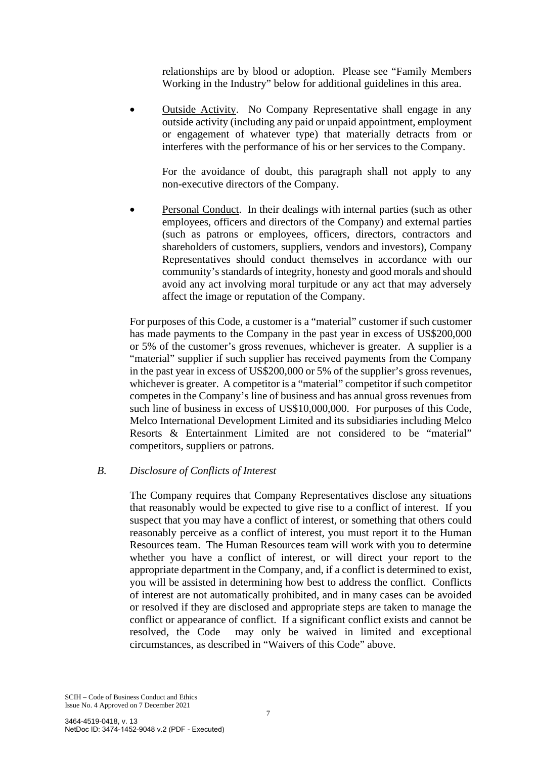relationships are by blood or adoption. Please see "Family Members Working in the Industry" below for additional guidelines in this area.

- Outside Activity. No Company Representative shall engage in any outside activity (including any paid or unpaid appointment, employment or engagement of whatever type) that materially detracts from or interferes with the performance of his or her services to the Company.

  For the avoidance of doubt, this paragraph shall not apply to any non-executive directors of the Company.

- Personal Conduct. In their dealings with internal parties (such as other employees, officers and directors of the Company) and external parties (such as patrons or employees, officers, directors, contractors and shareholders of customers, suppliers, vendors and investors), Company Representatives should conduct themselves in accordance with our community's standards of integrity, honesty and good morals and should avoid any act involving moral turpitude or any act that may adversely affect the image or reputation of the Company.

For purposes of this Code, a customer is a "material" customer if such customer has made payments to the Company in the past year in excess of US$200,000 or 5% of the customer's gross revenues, whichever is greater. A supplier is a "material" supplier if such supplier has received payments from the Company in the past year in excess of US$200,000 or 5% of the supplier's gross revenues, whichever is greater. A competitor is a "material" competitor if such competitor competes in the Company's line of business and has annual gross revenues from such line of business in excess of US$10,000,000. For purposes of this Code, Melco International Development Limited and its subsidiaries including Melco Resorts & Entertainment Limited are not considered to be "material" competitors, suppliers or patrons.

*B. Disclosure of Conflicts of Interest*

The Company requires that Company Representatives disclose any situations that reasonably would be expected to give rise to a conflict of interest. If you suspect that you may have a conflict of interest, or something that others could reasonably perceive as a conflict of interest, you must report it to the Human Resources team. The Human Resources team will work with you to determine whether you have a conflict of interest, or will direct your report to the appropriate department in the Company, and, if a conflict is determined to exist, you will be assisted in determining how best to address the conflict. Conflicts of interest are not automatically prohibited, and in many cases can be avoided or resolved if they are disclosed and appropriate steps are taken to manage the conflict or appearance of conflict. If a significant conflict exists and cannot be resolved, the Code may only be waived in limited and exceptional circumstances, as described in "Waivers of this Code" above.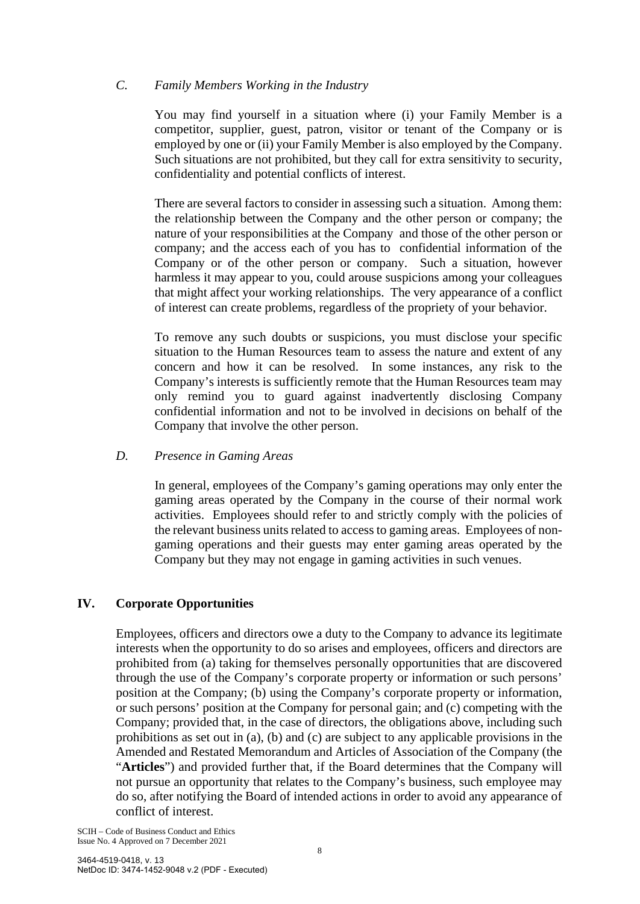### *C. Family Members Working in the Industry*

You may find yourself in a situation where (i) your Family Member is a competitor, supplier, guest, patron, visitor or tenant of the Company or is employed by one or (ii) your Family Member is also employed by the Company. Such situations are not prohibited, but they call for extra sensitivity to security, confidentiality and potential conflicts of interest.

There are several factors to consider in assessing such a situation. Among them: the relationship between the Company and the other person or company; the nature of your responsibilities at the Company and those of the other person or company; and the access each of you has to confidential information of the Company or of the other person or company. Such a situation, however harmless it may appear to you, could arouse suspicions among your colleagues that might affect your working relationships. The very appearance of a conflict of interest can create problems, regardless of the propriety of your behavior.

To remove any such doubts or suspicions, you must disclose your specific situation to the Human Resources team to assess the nature and extent of any concern and how it can be resolved. In some instances, any risk to the Company's interests is sufficiently remote that the Human Resources team may only remind you to guard against inadvertently disclosing Company confidential information and not to be involved in decisions on behalf of the Company that involve the other person.

### *D. Presence in Gaming Areas*

In general, employees of the Company's gaming operations may only enter the gaming areas operated by the Company in the course of their normal work activities. Employees should refer to and strictly comply with the policies of the relevant business units related to access to gaming areas. Employees of non-gaming operations and their guests may enter gaming areas operated by the Company but they may not engage in gaming activities in such venues.

## IV. Corporate Opportunities

Employees, officers and directors owe a duty to the Company to advance its legitimate interests when the opportunity to do so arises and employees, officers and directors are prohibited from (a) taking for themselves personally opportunities that are discovered through the use of the Company's corporate property or information or such persons' position at the Company; (b) using the Company's corporate property or information, or such persons' position at the Company for personal gain; and (c) competing with the Company; provided that, in the case of directors, the obligations above, including such prohibitions as set out in (a), (b) and (c) are subject to any applicable provisions in the Amended and Restated Memorandum and Articles of Association of the Company (the "**Articles**") and provided further that, if the Board determines that the Company will not pursue an opportunity that relates to the Company's business, such employee may do so, after notifying the Board of intended actions in order to avoid any appearance of conflict of interest.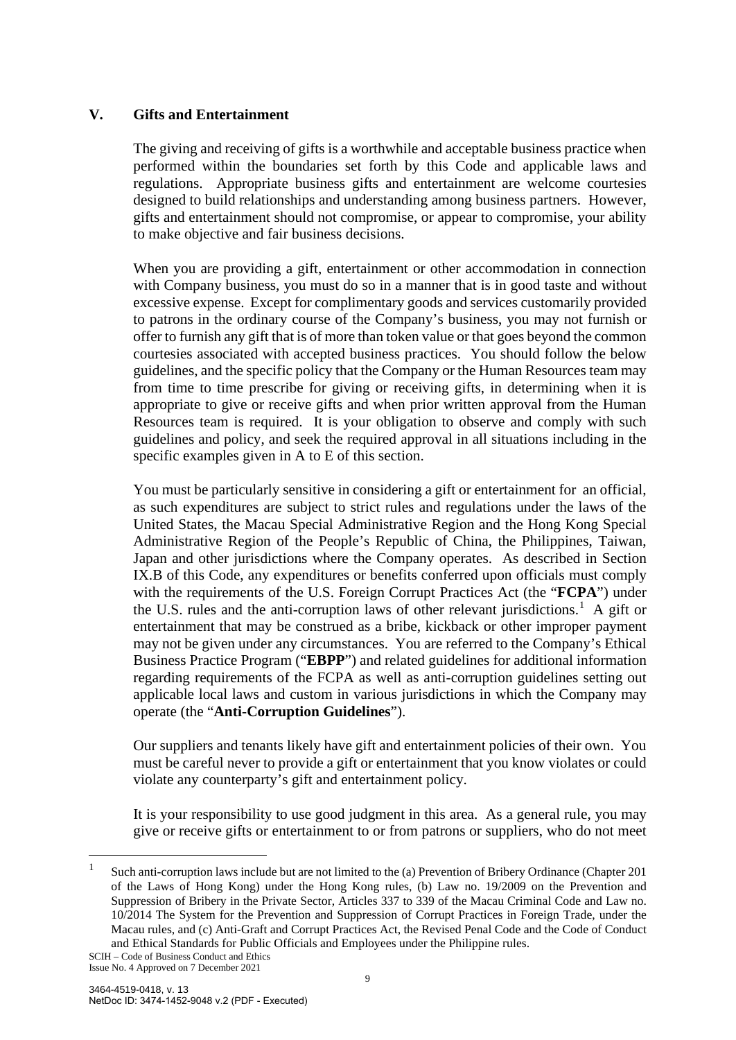## V. Gifts and Entertainment

The giving and receiving of gifts is a worthwhile and acceptable business practice when performed within the boundaries set forth by this Code and applicable laws and regulations. Appropriate business gifts and entertainment are welcome courtesies designed to build relationships and understanding among business partners. However, gifts and entertainment should not compromise, or appear to compromise, your ability to make objective and fair business decisions.

When you are providing a gift, entertainment or other accommodation in connection with Company business, you must do so in a manner that is in good taste and without excessive expense. Except for complimentary goods and services customarily provided to patrons in the ordinary course of the Company's business, you may not furnish or offer to furnish any gift that is of more than token value or that goes beyond the common courtesies associated with accepted business practices. You should follow the below guidelines, and the specific policy that the Company or the Human Resources team may from time to time prescribe for giving or receiving gifts, in determining when it is appropriate to give or receive gifts and when prior written approval from the Human Resources team is required. It is your obligation to observe and comply with such guidelines and policy, and seek the required approval in all situations including in the specific examples given in A to E of this section.

You must be particularly sensitive in considering a gift or entertainment for an official, as such expenditures are subject to strict rules and regulations under the laws of the United States, the Macau Special Administrative Region and the Hong Kong Special Administrative Region of the People's Republic of China, the Philippines, Taiwan, Japan and other jurisdictions where the Company operates. As described in Section IX.B of this Code, any expenditures or benefits conferred upon officials must comply with the requirements of the U.S. Foreign Corrupt Practices Act (the "**FCPA**") under the U.S. rules and the anti-corruption laws of other relevant jurisdictions.[1] A gift or entertainment that may be construed as a bribe, kickback or other improper payment may not be given under any circumstances. You are referred to the Company's Ethical Business Practice Program ("**EBPP**") and related guidelines for additional information regarding requirements of the FCPA as well as anti-corruption guidelines setting out applicable local laws and custom in various jurisdictions in which the Company may operate (the "**Anti-Corruption Guidelines**").

Our suppliers and tenants likely have gift and entertainment policies of their own. You must be careful never to provide a gift or entertainment that you know violates or could violate any counterparty's gift and entertainment policy.

It is your responsibility to use good judgment in this area. As a general rule, you may give or receive gifts or entertainment to or from patrons or suppliers, who do not meet

---

[1] Such anti-corruption laws include but are not limited to the (a) Prevention of Bribery Ordinance (Chapter 201 of the Laws of Hong Kong) under the Hong Kong rules, (b) Law no. 19/2009 on the Prevention and Suppression of Bribery in the Private Sector, Articles 337 to 339 of the Macau Criminal Code and Law no. 10/2014 The System for the Prevention and Suppression of Corrupt Practices in Foreign Trade, under the Macau rules, and (c) Anti-Graft and Corrupt Practices Act, the Revised Penal Code and the Code of Conduct and Ethical Standards for Public Officials and Employees under the Philippine rules.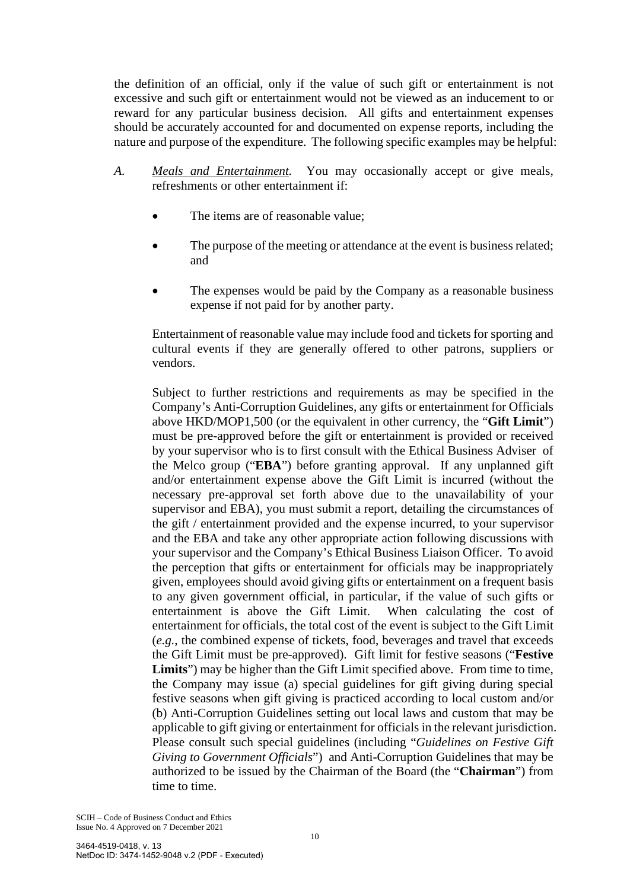the definition of an official, only if the value of such gift or entertainment is not excessive and such gift or entertainment would not be viewed as an inducement to or reward for any particular business decision. All gifts and entertainment expenses should be accurately accounted for and documented on expense reports, including the nature and purpose of the expenditure. The following specific examples may be helpful:

*A.* *Meals and Entertainment.* You may occasionally accept or give meals, refreshments or other entertainment if:

- The items are of reasonable value;
- The purpose of the meeting or attendance at the event is business related; and
- The expenses would be paid by the Company as a reasonable business expense if not paid for by another party.

Entertainment of reasonable value may include food and tickets for sporting and cultural events if they are generally offered to other patrons, suppliers or vendors.

Subject to further restrictions and requirements as may be specified in the Company's Anti-Corruption Guidelines, any gifts or entertainment for Officials above HKD/MOP1,500 (or the equivalent in other currency, the "**Gift Limit**") must be pre-approved before the gift or entertainment is provided or received by your supervisor who is to first consult with the Ethical Business Adviser of the Melco group ("**EBA**") before granting approval. If any unplanned gift and/or entertainment expense above the Gift Limit is incurred (without the necessary pre-approval set forth above due to the unavailability of your supervisor and EBA), you must submit a report, detailing the circumstances of the gift / entertainment provided and the expense incurred, to your supervisor and the EBA and take any other appropriate action following discussions with your supervisor and the Company's Ethical Business Liaison Officer. To avoid the perception that gifts or entertainment for officials may be inappropriately given, employees should avoid giving gifts or entertainment on a frequent basis to any given government official, in particular, if the value of such gifts or entertainment is above the Gift Limit. When calculating the cost of entertainment for officials, the total cost of the event is subject to the Gift Limit (*e.g.*, the combined expense of tickets, food, beverages and travel that exceeds the Gift Limit must be pre-approved). Gift limit for festive seasons ("**Festive Limits**") may be higher than the Gift Limit specified above. From time to time, the Company may issue (a) special guidelines for gift giving during special festive seasons when gift giving is practiced according to local custom and/or (b) Anti-Corruption Guidelines setting out local laws and custom that may be applicable to gift giving or entertainment for officials in the relevant jurisdiction. Please consult such special guidelines (including "*Guidelines on Festive Gift Giving to Government Officials*") and Anti-Corruption Guidelines that may be authorized to be issued by the Chairman of the Board (the "**Chairman**") from time to time.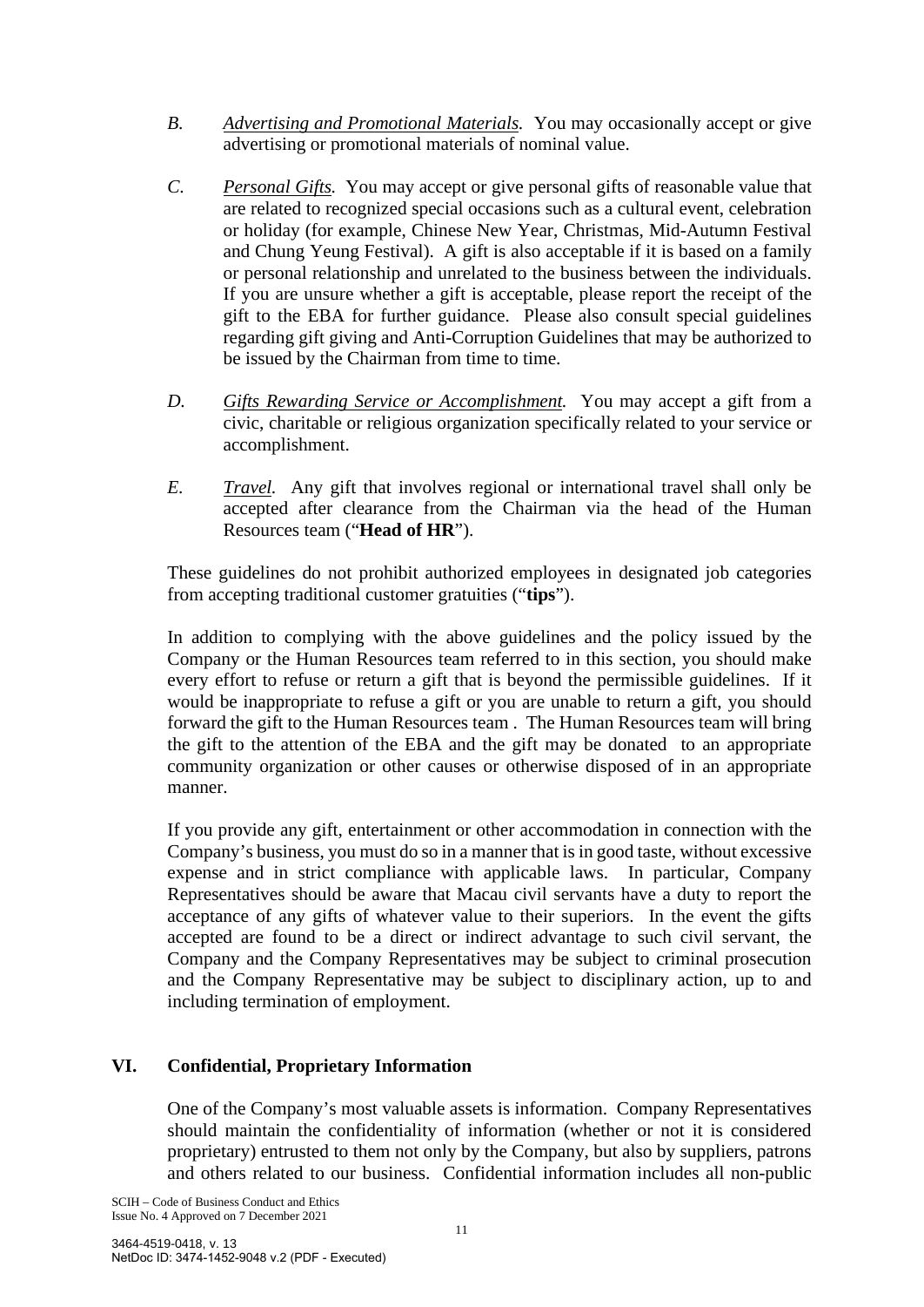*B.* *Advertising and Promotional Materials.* You may occasionally accept or give advertising or promotional materials of nominal value.

*C.* *Personal Gifts.* You may accept or give personal gifts of reasonable value that are related to recognized special occasions such as a cultural event, celebration or holiday (for example, Chinese New Year, Christmas, Mid-Autumn Festival and Chung Yeung Festival). A gift is also acceptable if it is based on a family or personal relationship and unrelated to the business between the individuals. If you are unsure whether a gift is acceptable, please report the receipt of the gift to the EBA for further guidance. Please also consult special guidelines regarding gift giving and Anti-Corruption Guidelines that may be authorized to be issued by the Chairman from time to time.

*D.* *Gifts Rewarding Service or Accomplishment.* You may accept a gift from a civic, charitable or religious organization specifically related to your service or accomplishment.

*E.* *Travel.* Any gift that involves regional or international travel shall only be accepted after clearance from the Chairman via the head of the Human Resources team ("**Head of HR**").

These guidelines do not prohibit authorized employees in designated job categories from accepting traditional customer gratuities ("**tips**").

In addition to complying with the above guidelines and the policy issued by the Company or the Human Resources team referred to in this section, you should make every effort to refuse or return a gift that is beyond the permissible guidelines. If it would be inappropriate to refuse a gift or you are unable to return a gift, you should forward the gift to the Human Resources team . The Human Resources team will bring the gift to the attention of the EBA and the gift may be donated to an appropriate community organization or other causes or otherwise disposed of in an appropriate manner.

If you provide any gift, entertainment or other accommodation in connection with the Company's business, you must do so in a manner that is in good taste, without excessive expense and in strict compliance with applicable laws. In particular, Company Representatives should be aware that Macau civil servants have a duty to report the acceptance of any gifts of whatever value to their superiors. In the event the gifts accepted are found to be a direct or indirect advantage to such civil servant, the Company and the Company Representatives may be subject to criminal prosecution and the Company Representative may be subject to disciplinary action, up to and including termination of employment.

## VI. Confidential, Proprietary Information

One of the Company's most valuable assets is information. Company Representatives should maintain the confidentiality of information (whether or not it is considered proprietary) entrusted to them not only by the Company, but also by suppliers, patrons and others related to our business. Confidential information includes all non-public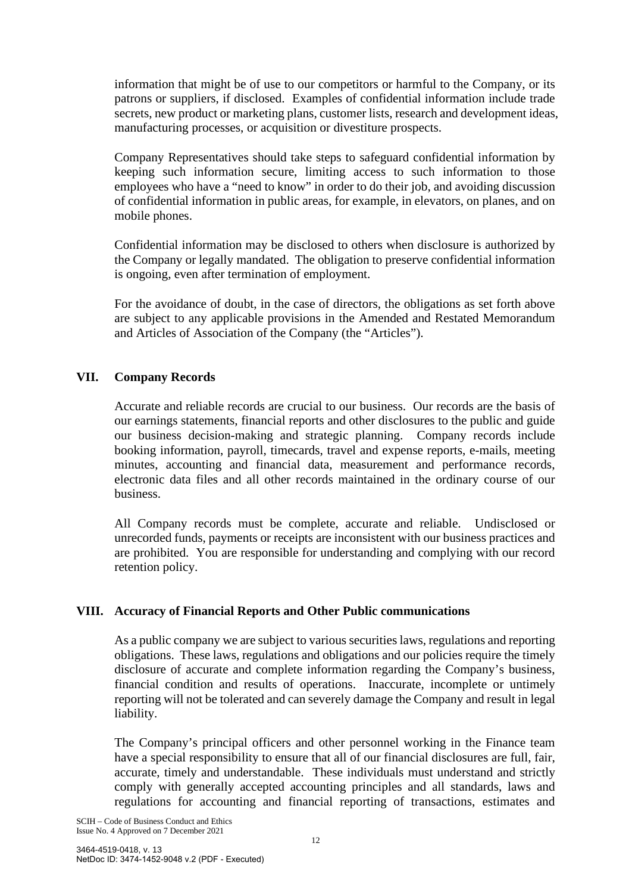information that might be of use to our competitors or harmful to the Company, or its patrons or suppliers, if disclosed. Examples of confidential information include trade secrets, new product or marketing plans, customer lists, research and development ideas, manufacturing processes, or acquisition or divestiture prospects.

Company Representatives should take steps to safeguard confidential information by keeping such information secure, limiting access to such information to those employees who have a "need to know" in order to do their job, and avoiding discussion of confidential information in public areas, for example, in elevators, on planes, and on mobile phones.

Confidential information may be disclosed to others when disclosure is authorized by the Company or legally mandated. The obligation to preserve confidential information is ongoing, even after termination of employment.

For the avoidance of doubt, in the case of directors, the obligations as set forth above are subject to any applicable provisions in the Amended and Restated Memorandum and Articles of Association of the Company (the "Articles").

## VII. Company Records

Accurate and reliable records are crucial to our business. Our records are the basis of our earnings statements, financial reports and other disclosures to the public and guide our business decision-making and strategic planning. Company records include booking information, payroll, timecards, travel and expense reports, e-mails, meeting minutes, accounting and financial data, measurement and performance records, electronic data files and all other records maintained in the ordinary course of our business.

All Company records must be complete, accurate and reliable. Undisclosed or unrecorded funds, payments or receipts are inconsistent with our business practices and are prohibited. You are responsible for understanding and complying with our record retention policy.

## VIII. Accuracy of Financial Reports and Other Public communications

As a public company we are subject to various securities laws, regulations and reporting obligations. These laws, regulations and obligations and our policies require the timely disclosure of accurate and complete information regarding the Company's business, financial condition and results of operations. Inaccurate, incomplete or untimely reporting will not be tolerated and can severely damage the Company and result in legal liability.

The Company's principal officers and other personnel working in the Finance team have a special responsibility to ensure that all of our financial disclosures are full, fair, accurate, timely and understandable. These individuals must understand and strictly comply with generally accepted accounting principles and all standards, laws and regulations for accounting and financial reporting of transactions, estimates and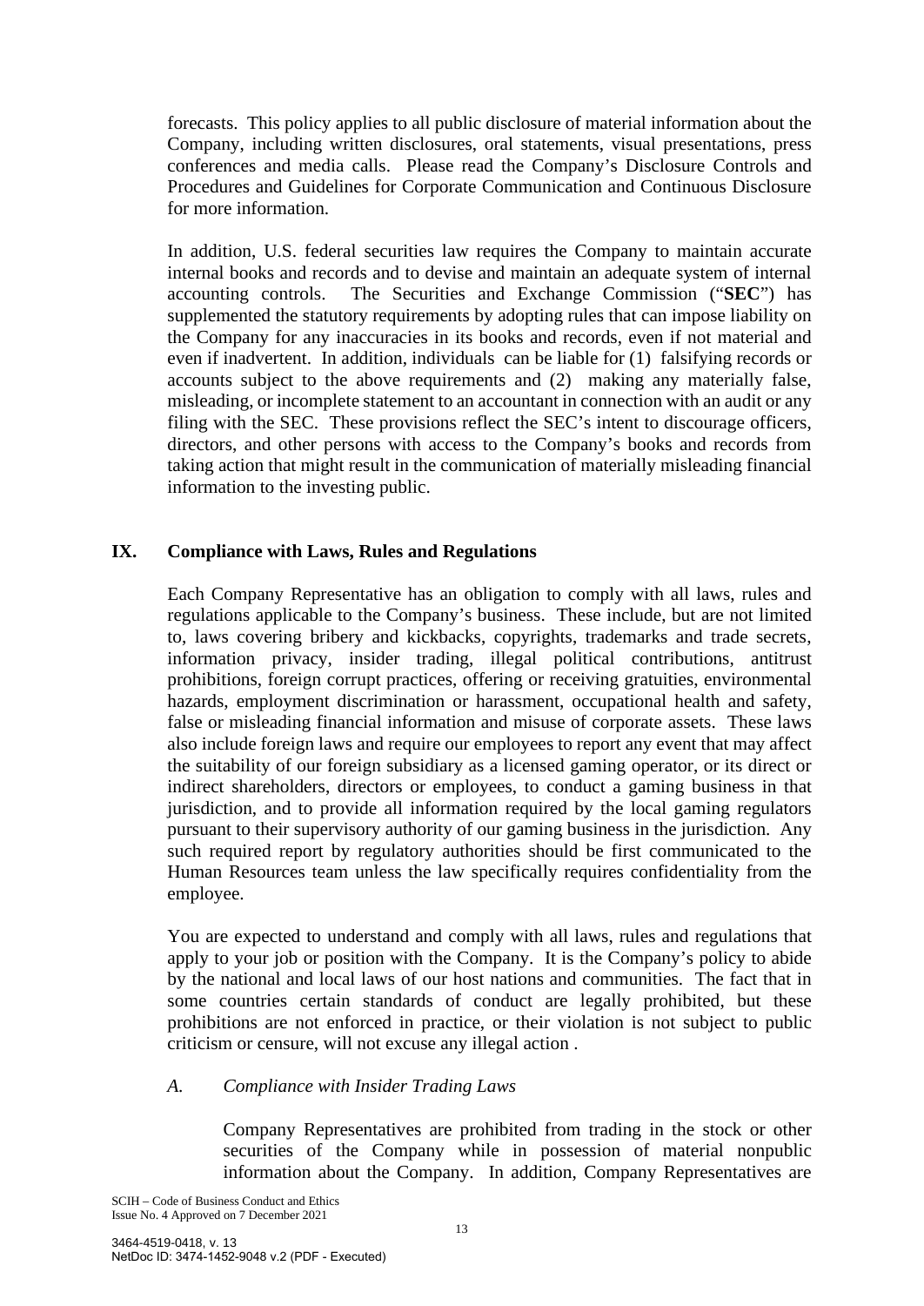forecasts. This policy applies to all public disclosure of material information about the Company, including written disclosures, oral statements, visual presentations, press conferences and media calls. Please read the Company's Disclosure Controls and Procedures and Guidelines for Corporate Communication and Continuous Disclosure for more information.

In addition, U.S. federal securities law requires the Company to maintain accurate internal books and records and to devise and maintain an adequate system of internal accounting controls. The Securities and Exchange Commission ("**SEC**") has supplemented the statutory requirements by adopting rules that can impose liability on the Company for any inaccuracies in its books and records, even if not material and even if inadvertent. In addition, individuals can be liable for (1) falsifying records or accounts subject to the above requirements and (2) making any materially false, misleading, or incomplete statement to an accountant in connection with an audit or any filing with the SEC. These provisions reflect the SEC's intent to discourage officers, directors, and other persons with access to the Company's books and records from taking action that might result in the communication of materially misleading financial information to the investing public.

## IX. Compliance with Laws, Rules and Regulations

Each Company Representative has an obligation to comply with all laws, rules and regulations applicable to the Company's business. These include, but are not limited to, laws covering bribery and kickbacks, copyrights, trademarks and trade secrets, information privacy, insider trading, illegal political contributions, antitrust prohibitions, foreign corrupt practices, offering or receiving gratuities, environmental hazards, employment discrimination or harassment, occupational health and safety, false or misleading financial information and misuse of corporate assets. These laws also include foreign laws and require our employees to report any event that may affect the suitability of our foreign subsidiary as a licensed gaming operator, or its direct or indirect shareholders, directors or employees, to conduct a gaming business in that jurisdiction, and to provide all information required by the local gaming regulators pursuant to their supervisory authority of our gaming business in the jurisdiction. Any such required report by regulatory authorities should be first communicated to the Human Resources team unless the law specifically requires confidentiality from the employee.

You are expected to understand and comply with all laws, rules and regulations that apply to your job or position with the Company. It is the Company's policy to abide by the national and local laws of our host nations and communities. The fact that in some countries certain standards of conduct are legally prohibited, but these prohibitions are not enforced in practice, or their violation is not subject to public criticism or censure, will not excuse any illegal action .

### *A. Compliance with Insider Trading Laws*

Company Representatives are prohibited from trading in the stock or other securities of the Company while in possession of material nonpublic information about the Company. In addition, Company Representatives are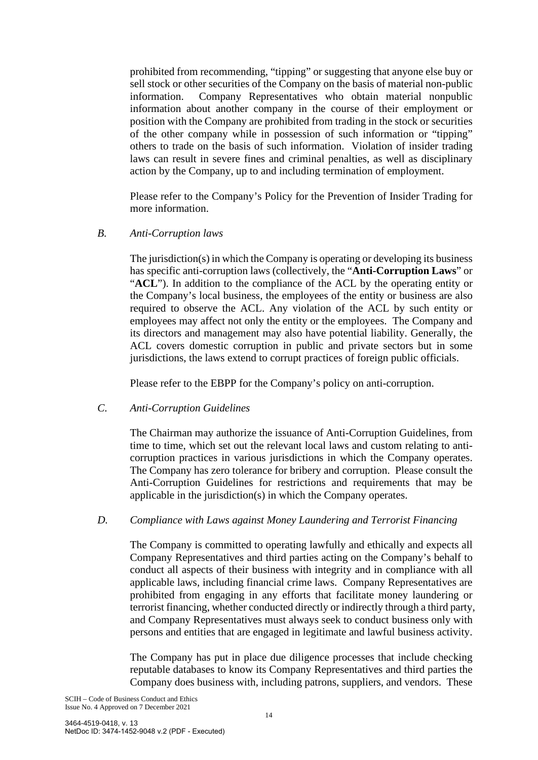prohibited from recommending, "tipping" or suggesting that anyone else buy or sell stock or other securities of the Company on the basis of material non-public information. Company Representatives who obtain material nonpublic information about another company in the course of their employment or position with the Company are prohibited from trading in the stock or securities of the other company while in possession of such information or "tipping" others to trade on the basis of such information. Violation of insider trading laws can result in severe fines and criminal penalties, as well as disciplinary action by the Company, up to and including termination of employment.

Please refer to the Company's Policy for the Prevention of Insider Trading for more information.

*B. Anti-Corruption laws*

The jurisdiction(s) in which the Company is operating or developing its business has specific anti-corruption laws (collectively, the "**Anti-Corruption Laws**" or "**ACL**"). In addition to the compliance of the ACL by the operating entity or the Company's local business, the employees of the entity or business are also required to observe the ACL. Any violation of the ACL by such entity or employees may affect not only the entity or the employees. The Company and its directors and management may also have potential liability. Generally, the ACL covers domestic corruption in public and private sectors but in some jurisdictions, the laws extend to corrupt practices of foreign public officials.

Please refer to the EBPP for the Company's policy on anti-corruption.

*C. Anti-Corruption Guidelines*

The Chairman may authorize the issuance of Anti-Corruption Guidelines, from time to time, which set out the relevant local laws and custom relating to anti-corruption practices in various jurisdictions in which the Company operates. The Company has zero tolerance for bribery and corruption. Please consult the Anti-Corruption Guidelines for restrictions and requirements that may be applicable in the jurisdiction(s) in which the Company operates.

*D. Compliance with Laws against Money Laundering and Terrorist Financing*

The Company is committed to operating lawfully and ethically and expects all Company Representatives and third parties acting on the Company's behalf to conduct all aspects of their business with integrity and in compliance with all applicable laws, including financial crime laws. Company Representatives are prohibited from engaging in any efforts that facilitate money laundering or terrorist financing, whether conducted directly or indirectly through a third party, and Company Representatives must always seek to conduct business only with persons and entities that are engaged in legitimate and lawful business activity.

The Company has put in place due diligence processes that include checking reputable databases to know its Company Representatives and third parties the Company does business with, including patrons, suppliers, and vendors. These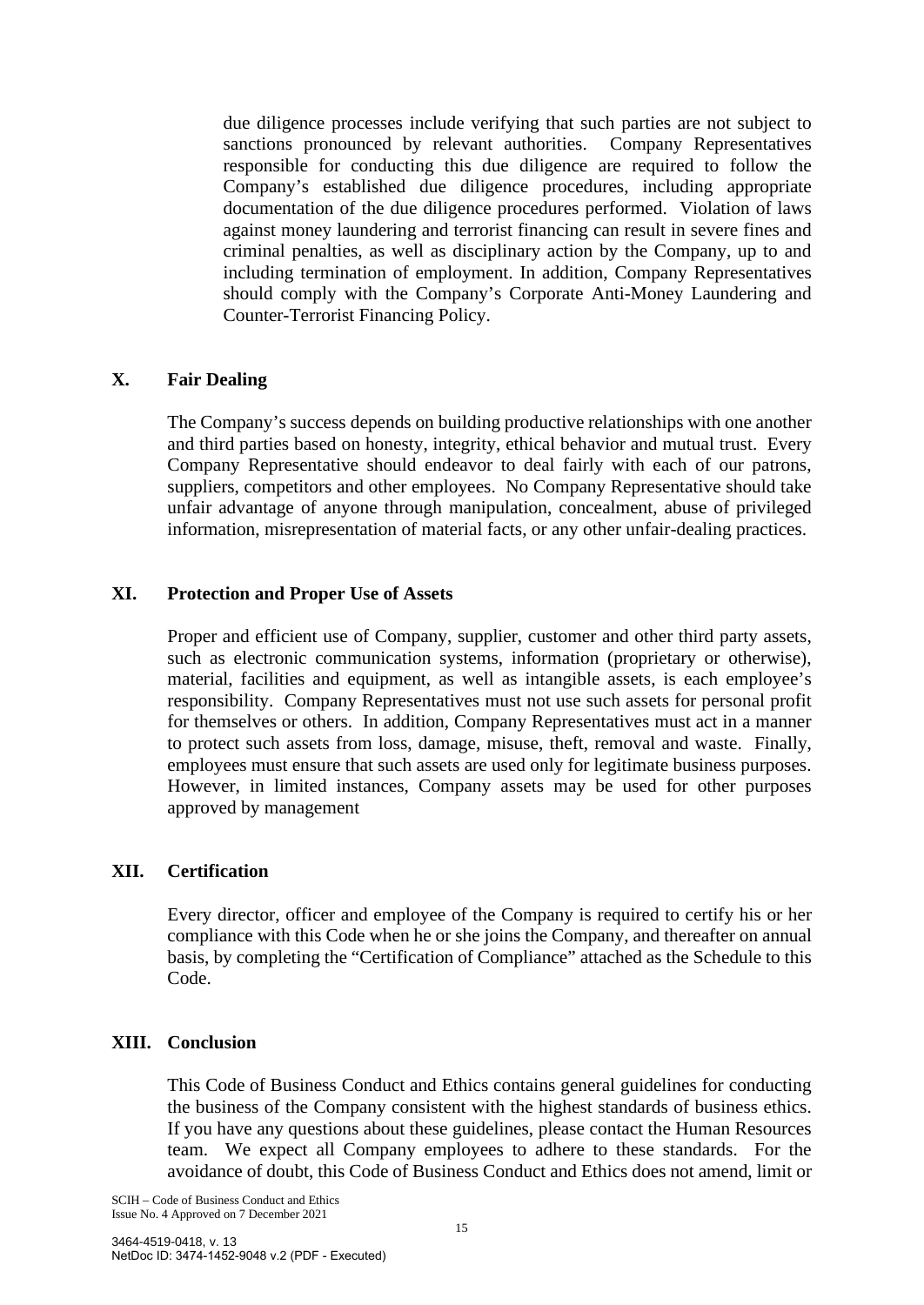due diligence processes include verifying that such parties are not subject to sanctions pronounced by relevant authorities. Company Representatives responsible for conducting this due diligence are required to follow the Company's established due diligence procedures, including appropriate documentation of the due diligence procedures performed. Violation of laws against money laundering and terrorist financing can result in severe fines and criminal penalties, as well as disciplinary action by the Company, up to and including termination of employment. In addition, Company Representatives should comply with the Company's Corporate Anti-Money Laundering and Counter-Terrorist Financing Policy.

## X. Fair Dealing

The Company's success depends on building productive relationships with one another and third parties based on honesty, integrity, ethical behavior and mutual trust. Every Company Representative should endeavor to deal fairly with each of our patrons, suppliers, competitors and other employees. No Company Representative should take unfair advantage of anyone through manipulation, concealment, abuse of privileged information, misrepresentation of material facts, or any other unfair-dealing practices.

## XI. Protection and Proper Use of Assets

Proper and efficient use of Company, supplier, customer and other third party assets, such as electronic communication systems, information (proprietary or otherwise), material, facilities and equipment, as well as intangible assets, is each employee's responsibility. Company Representatives must not use such assets for personal profit for themselves or others. In addition, Company Representatives must act in a manner to protect such assets from loss, damage, misuse, theft, removal and waste. Finally, employees must ensure that such assets are used only for legitimate business purposes. However, in limited instances, Company assets may be used for other purposes approved by management

## XII. Certification

Every director, officer and employee of the Company is required to certify his or her compliance with this Code when he or she joins the Company, and thereafter on annual basis, by completing the "Certification of Compliance" attached as the Schedule to this Code.

## XIII. Conclusion

This Code of Business Conduct and Ethics contains general guidelines for conducting the business of the Company consistent with the highest standards of business ethics. If you have any questions about these guidelines, please contact the Human Resources team. We expect all Company employees to adhere to these standards. For the avoidance of doubt, this Code of Business Conduct and Ethics does not amend, limit or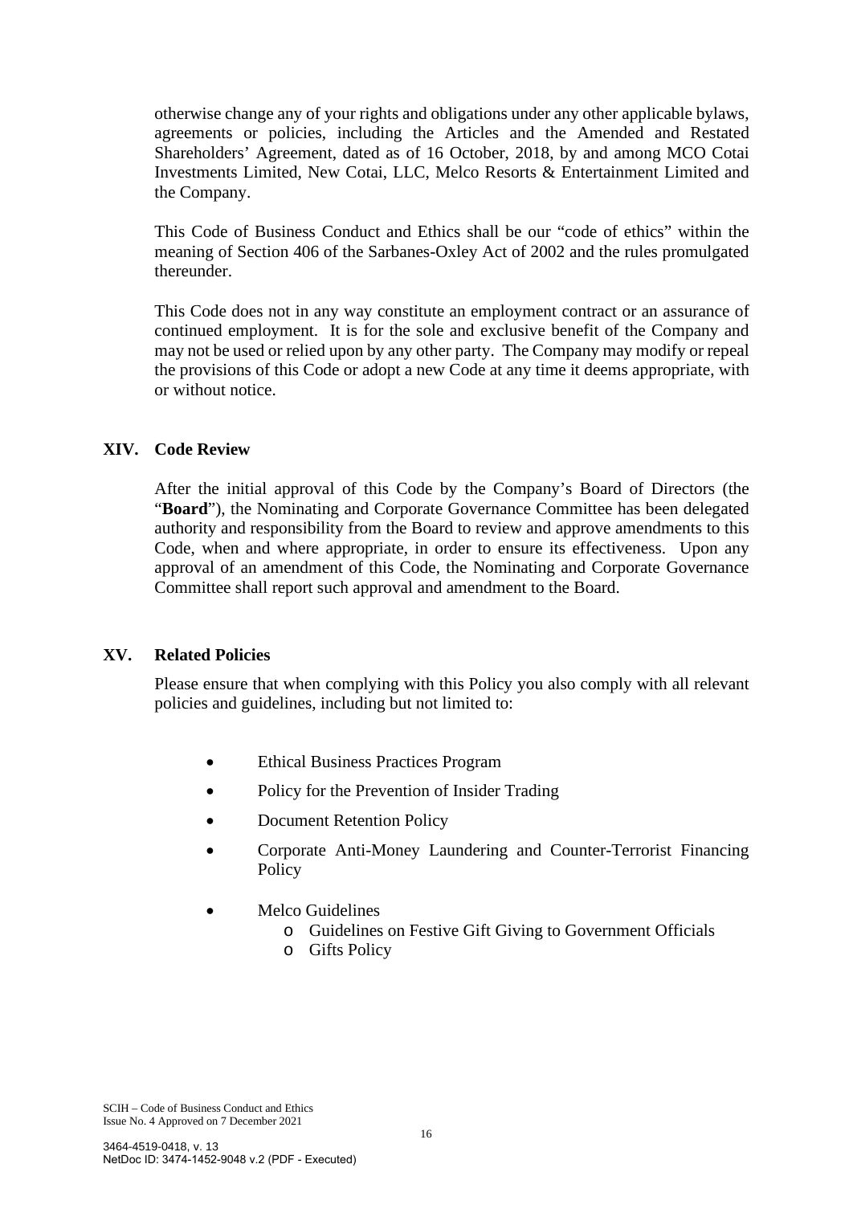otherwise change any of your rights and obligations under any other applicable bylaws, agreements or policies, including the Articles and the Amended and Restated Shareholders' Agreement, dated as of 16 October, 2018, by and among MCO Cotai Investments Limited, New Cotai, LLC, Melco Resorts & Entertainment Limited and the Company.

This Code of Business Conduct and Ethics shall be our "code of ethics" within the meaning of Section 406 of the Sarbanes-Oxley Act of 2002 and the rules promulgated thereunder.

This Code does not in any way constitute an employment contract or an assurance of continued employment. It is for the sole and exclusive benefit of the Company and may not be used or relied upon by any other party. The Company may modify or repeal the provisions of this Code or adopt a new Code at any time it deems appropriate, with or without notice.

## XIV. Code Review

After the initial approval of this Code by the Company's Board of Directors (the "**Board**"), the Nominating and Corporate Governance Committee has been delegated authority and responsibility from the Board to review and approve amendments to this Code, when and where appropriate, in order to ensure its effectiveness. Upon any approval of an amendment of this Code, the Nominating and Corporate Governance Committee shall report such approval and amendment to the Board.

## XV. Related Policies

Please ensure that when complying with this Policy you also comply with all relevant policies and guidelines, including but not limited to:

- Ethical Business Practices Program
- Policy for the Prevention of Insider Trading
- Document Retention Policy
- Corporate Anti-Money Laundering and Counter-Terrorist Financing Policy
- Melco Guidelines
  - Guidelines on Festive Gift Giving to Government Officials
  - Gifts Policy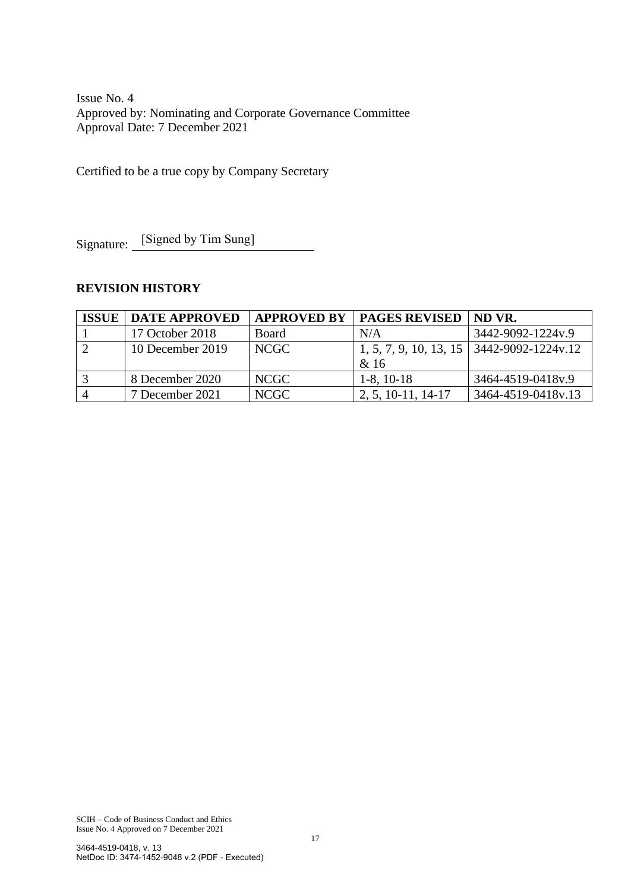Issue No. 4
Approved by: Nominating and Corporate Governance Committee
Approval Date: 7 December 2021

Certified to be a true copy by Company Secretary

Signature: [Signed by Tim Sung]

## REVISION HISTORY

| ISSUE | DATE APPROVED | APPROVED BY | PAGES REVISED | ND VR. |
|---|---|---|---|---|
| 1 | 17 October 2018 | Board | N/A | 3442-9092-1224v.9 |
| 2 | 10 December 2019 | NCGC | 1, 5, 7, 9, 10, 13, 15 & 16 | 3442-9092-1224v.12 |
| 3 | 8 December 2020 | NCGC | 1-8, 10-18 | 3464-4519-0418v.9 |
| 4 | 7 December 2021 | NCGC | 2, 5, 10-11, 14-17 | 3464-4519-0418v.13 |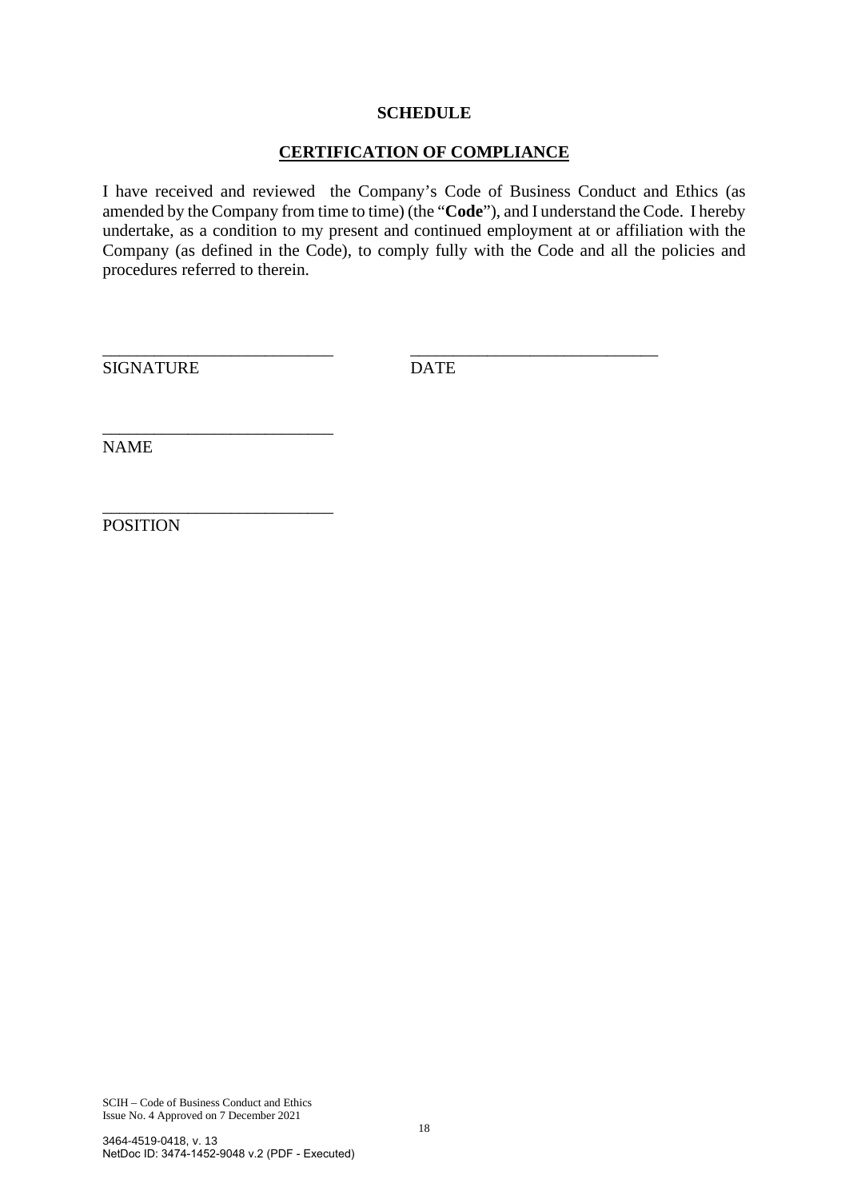**SCHEDULE**

**CERTIFICATION OF COMPLIANCE**

I have received and reviewed the Company's Code of Business Conduct and Ethics (as amended by the Company from time to time) (the "**Code**"), and I understand the Code. I hereby undertake, as a condition to my present and continued employment at or affiliation with the Company (as defined in the Code), to comply fully with the Code and all the policies and procedures referred to therein.

| | |
|---|---|
| ___________________________ | _____________________________ |
| SIGNATURE | DATE |

___________________________

NAME

___________________________

POSITION

SCIH – Code of Business Conduct and Ethics
Issue No. 4 Approved on 7 December 2021

3464-4519-0418, v. 13
NetDoc ID: 3474-1452-9048 v.2 (PDF - Executed)